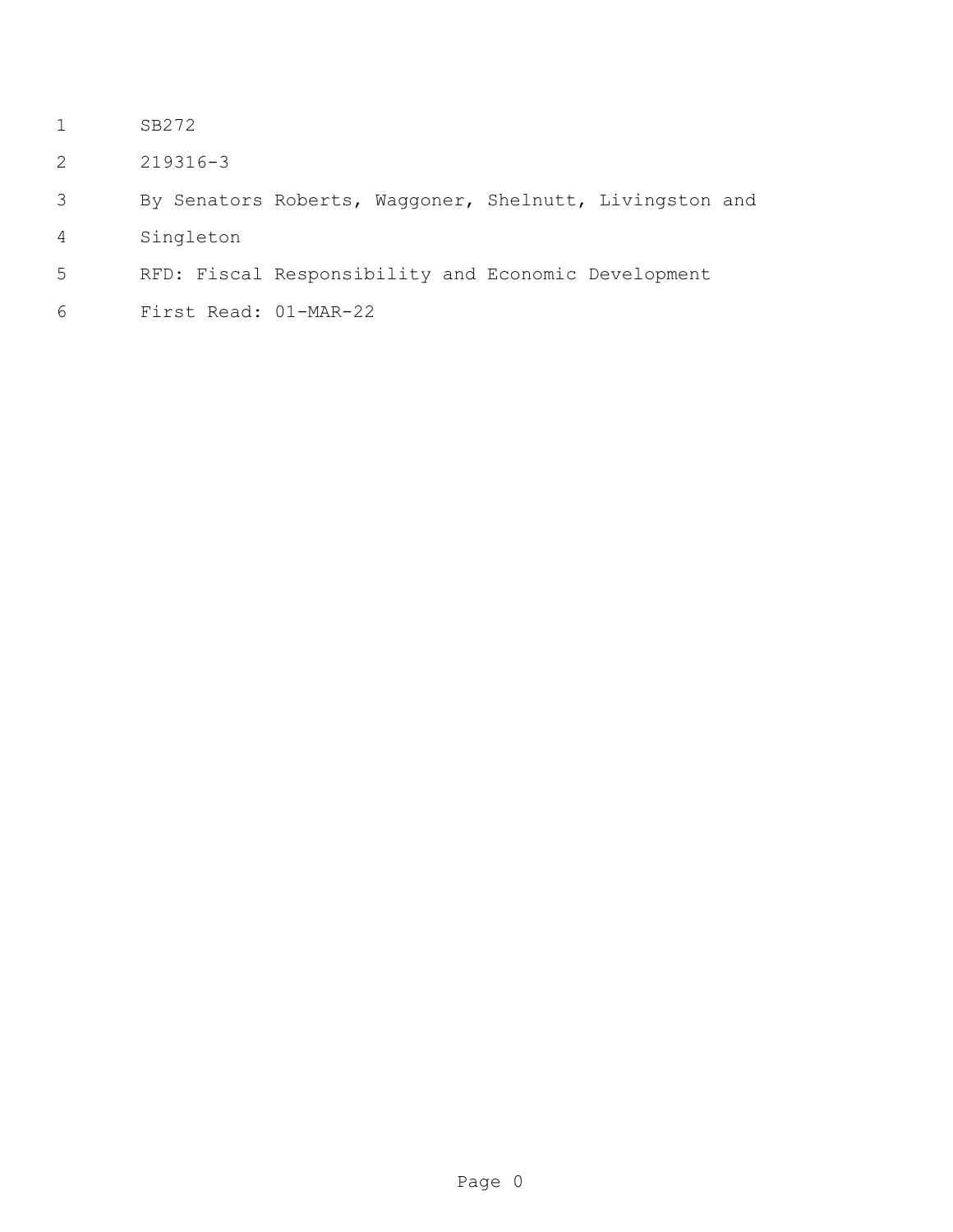SB272

219316-3

By Senators Roberts, Waggoner, Shelnutt, Livingston and Singleton

RFD: Fiscal Responsibility and Economic Development

First Read: 01-MAR-22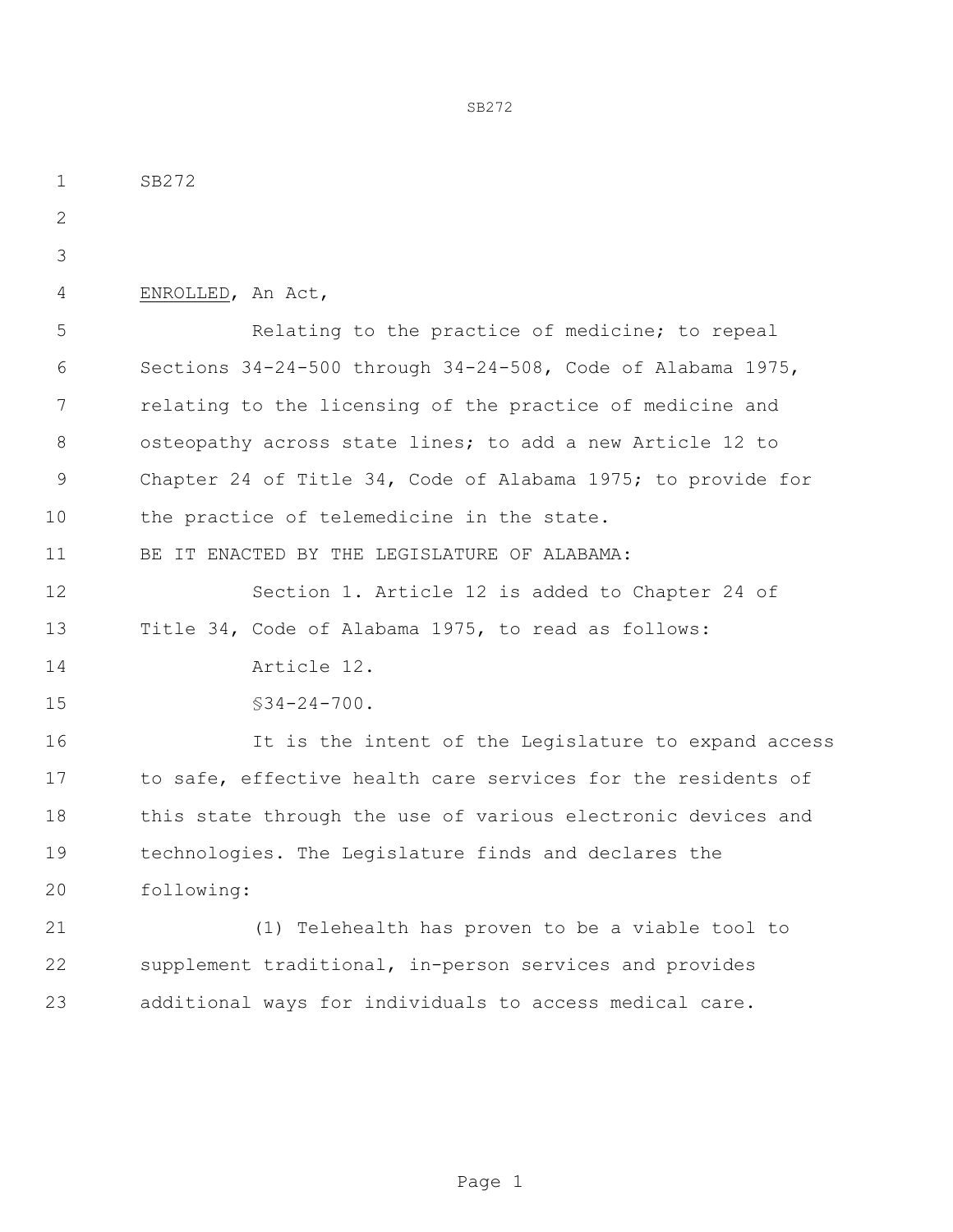SB272

ENROLLED, An Act,

Relating to the practice of medicine; to repeal Sections 34-24-500 through 34-24-508, Code of Alabama 1975, relating to the licensing of the practice of medicine and osteopathy across state lines; to add a new Article 12 to Chapter 24 of Title 34, Code of Alabama 1975; to provide for the practice of telemedicine in the state.

BE IT ENACTED BY THE LEGISLATURE OF ALABAMA:

Section 1. Article 12 is added to Chapter 24 of Title 34, Code of Alabama 1975, to read as follows:

Article 12.

§34-24-700.

It is the intent of the Legislature to expand access to safe, effective health care services for the residents of this state through the use of various electronic devices and technologies. The Legislature finds and declares the following:

(1) Telehealth has proven to be a viable tool to supplement traditional, in-person services and provides additional ways for individuals to access medical care.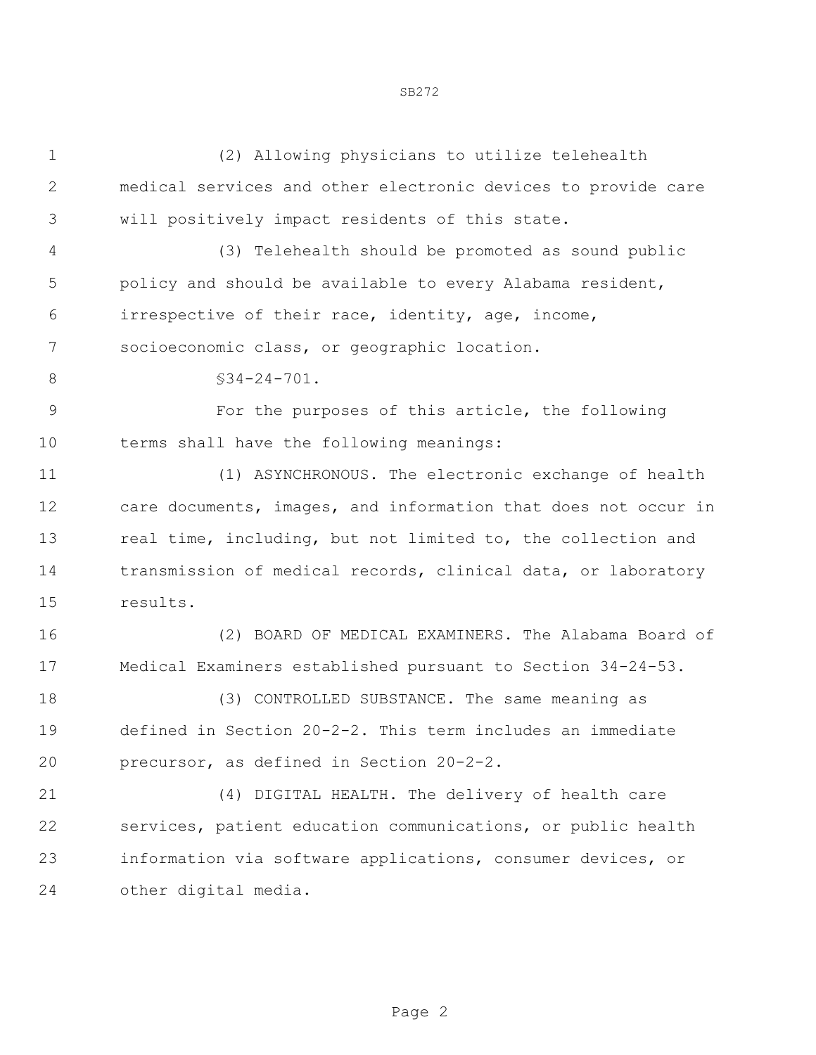(2) Allowing physicians to utilize telehealth medical services and other electronic devices to provide care will positively impact residents of this state.

(3) Telehealth should be promoted as sound public policy and should be available to every Alabama resident, irrespective of their race, identity, age, income, socioeconomic class, or geographic location.

§34-24-701.

For the purposes of this article, the following terms shall have the following meanings:

(1) ASYNCHRONOUS. The electronic exchange of health care documents, images, and information that does not occur in real time, including, but not limited to, the collection and transmission of medical records, clinical data, or laboratory results.

(2) BOARD OF MEDICAL EXAMINERS. The Alabama Board of Medical Examiners established pursuant to Section 34-24-53.

(3) CONTROLLED SUBSTANCE. The same meaning as defined in Section 20-2-2. This term includes an immediate precursor, as defined in Section 20-2-2.

(4) DIGITAL HEALTH. The delivery of health care services, patient education communications, or public health information via software applications, consumer devices, or other digital media.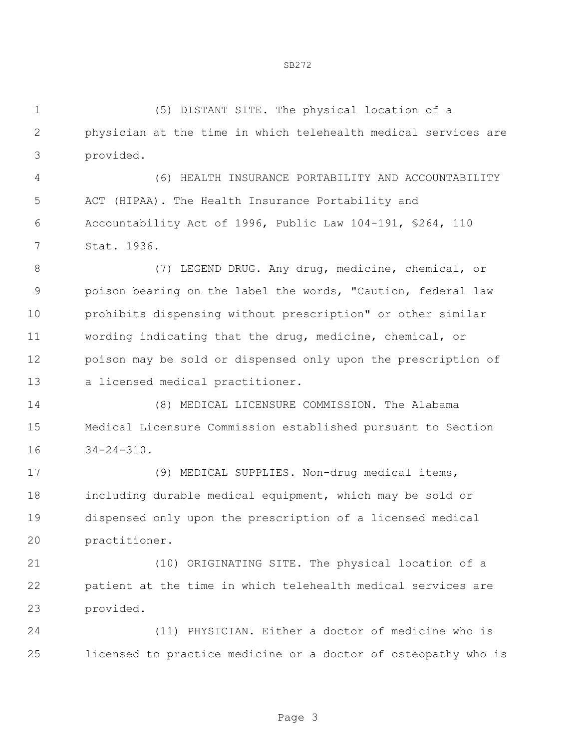(5) DISTANT SITE. The physical location of a physician at the time in which telehealth medical services are provided.

(6) HEALTH INSURANCE PORTABILITY AND ACCOUNTABILITY ACT (HIPAA). The Health Insurance Portability and Accountability Act of 1996, Public Law 104-191, §264, 110 Stat. 1936.

(7) LEGEND DRUG. Any drug, medicine, chemical, or poison bearing on the label the words, "Caution, federal law prohibits dispensing without prescription" or other similar wording indicating that the drug, medicine, chemical, or poison may be sold or dispensed only upon the prescription of a licensed medical practitioner.

(8) MEDICAL LICENSURE COMMISSION. The Alabama Medical Licensure Commission established pursuant to Section 34-24-310.

(9) MEDICAL SUPPLIES. Non-drug medical items, including durable medical equipment, which may be sold or dispensed only upon the prescription of a licensed medical practitioner.

(10) ORIGINATING SITE. The physical location of a patient at the time in which telehealth medical services are provided.

(11) PHYSICIAN. Either a doctor of medicine who is licensed to practice medicine or a doctor of osteopathy who is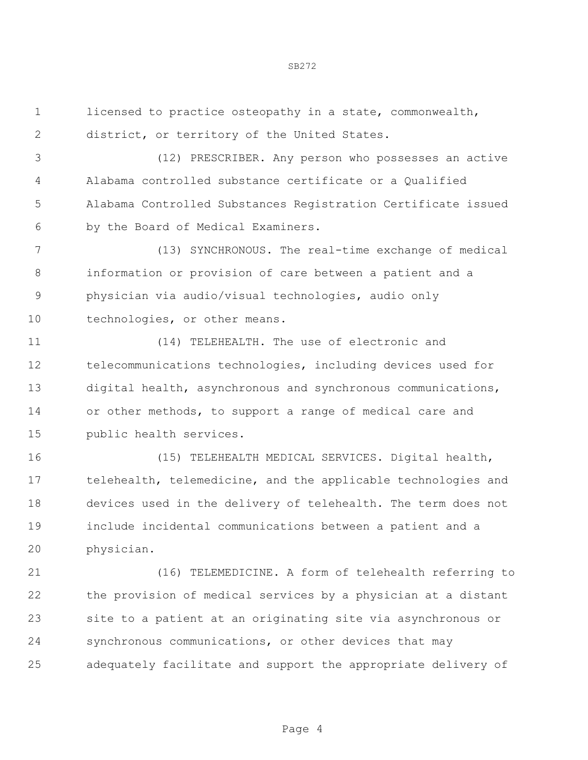licensed to practice osteopathy in a state, commonwealth, district, or territory of the United States.

(12) PRESCRIBER. Any person who possesses an active Alabama controlled substance certificate or a Qualified Alabama Controlled Substances Registration Certificate issued by the Board of Medical Examiners.

(13) SYNCHRONOUS. The real-time exchange of medical information or provision of care between a patient and a physician via audio/visual technologies, audio only technologies, or other means.

(14) TELEHEALTH. The use of electronic and telecommunications technologies, including devices used for digital health, asynchronous and synchronous communications, or other methods, to support a range of medical care and public health services.

(15) TELEHEALTH MEDICAL SERVICES. Digital health, telehealth, telemedicine, and the applicable technologies and devices used in the delivery of telehealth. The term does not include incidental communications between a patient and a physician.

(16) TELEMEDICINE. A form of telehealth referring to the provision of medical services by a physician at a distant site to a patient at an originating site via asynchronous or synchronous communications, or other devices that may adequately facilitate and support the appropriate delivery of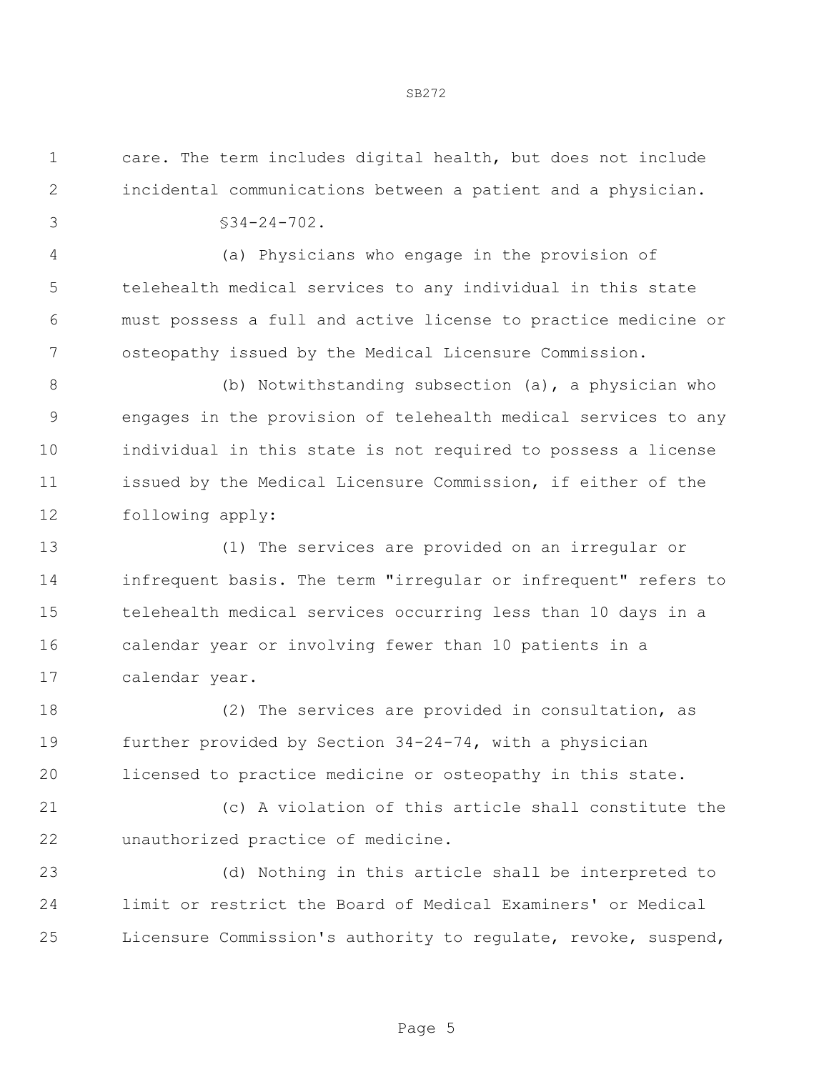care. The term includes digital health, but does not include incidental communications between a patient and a physician.

§34-24-702.

(a) Physicians who engage in the provision of telehealth medical services to any individual in this state must possess a full and active license to practice medicine or osteopathy issued by the Medical Licensure Commission.

(b) Notwithstanding subsection (a), a physician who engages in the provision of telehealth medical services to any individual in this state is not required to possess a license issued by the Medical Licensure Commission, if either of the following apply:

(1) The services are provided on an irregular or infrequent basis. The term "irregular or infrequent" refers to telehealth medical services occurring less than 10 days in a calendar year or involving fewer than 10 patients in a calendar year.

(2) The services are provided in consultation, as further provided by Section 34-24-74, with a physician licensed to practice medicine or osteopathy in this state.

(c) A violation of this article shall constitute the unauthorized practice of medicine.

(d) Nothing in this article shall be interpreted to limit or restrict the Board of Medical Examiners' or Medical Licensure Commission's authority to regulate, revoke, suspend,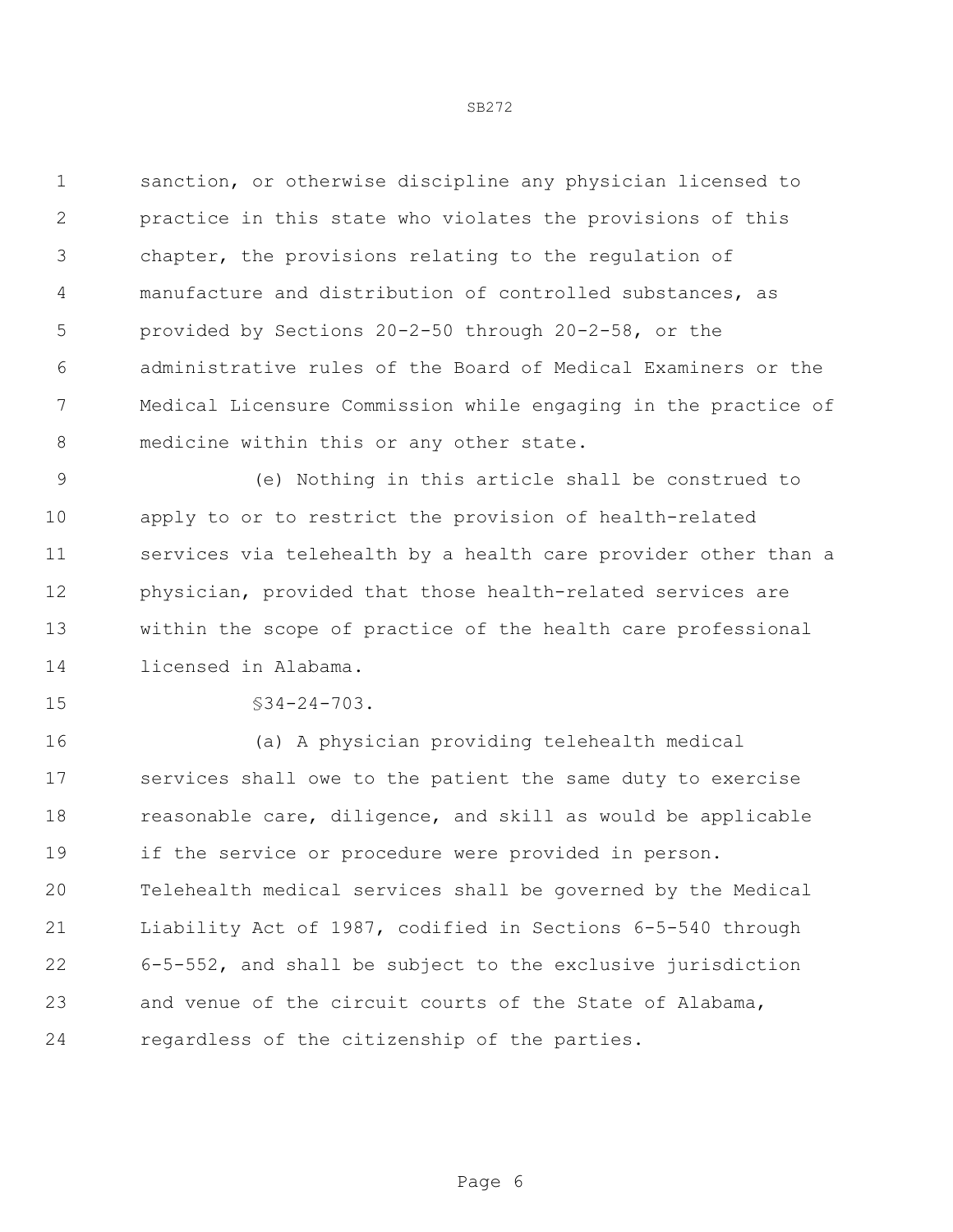sanction, or otherwise discipline any physician licensed to practice in this state who violates the provisions of this chapter, the provisions relating to the regulation of manufacture and distribution of controlled substances, as provided by Sections 20-2-50 through 20-2-58, or the administrative rules of the Board of Medical Examiners or the Medical Licensure Commission while engaging in the practice of medicine within this or any other state.

(e) Nothing in this article shall be construed to apply to or to restrict the provision of health-related services via telehealth by a health care provider other than a physician, provided that those health-related services are within the scope of practice of the health care professional licensed in Alabama.

§34-24-703.

(a) A physician providing telehealth medical services shall owe to the patient the same duty to exercise reasonable care, diligence, and skill as would be applicable if the service or procedure were provided in person. Telehealth medical services shall be governed by the Medical Liability Act of 1987, codified in Sections 6-5-540 through 6-5-552, and shall be subject to the exclusive jurisdiction and venue of the circuit courts of the State of Alabama, regardless of the citizenship of the parties.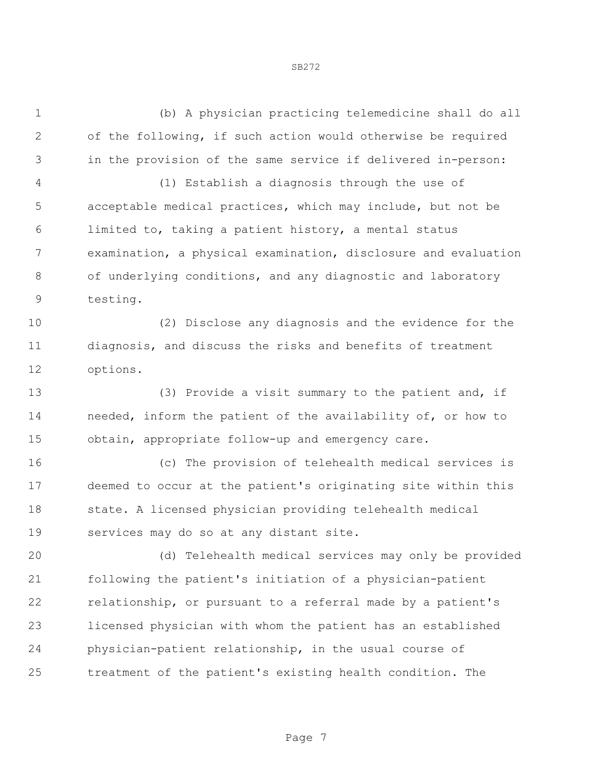(b) A physician practicing telemedicine shall do all of the following, if such action would otherwise be required in the provision of the same service if delivered in-person:

(1) Establish a diagnosis through the use of acceptable medical practices, which may include, but not be limited to, taking a patient history, a mental status examination, a physical examination, disclosure and evaluation of underlying conditions, and any diagnostic and laboratory testing.

(2) Disclose any diagnosis and the evidence for the diagnosis, and discuss the risks and benefits of treatment options.

(3) Provide a visit summary to the patient and, if needed, inform the patient of the availability of, or how to obtain, appropriate follow-up and emergency care.

(c) The provision of telehealth medical services is deemed to occur at the patient's originating site within this state. A licensed physician providing telehealth medical services may do so at any distant site.

(d) Telehealth medical services may only be provided following the patient's initiation of a physician-patient relationship, or pursuant to a referral made by a patient's licensed physician with whom the patient has an established physician-patient relationship, in the usual course of treatment of the patient's existing health condition. The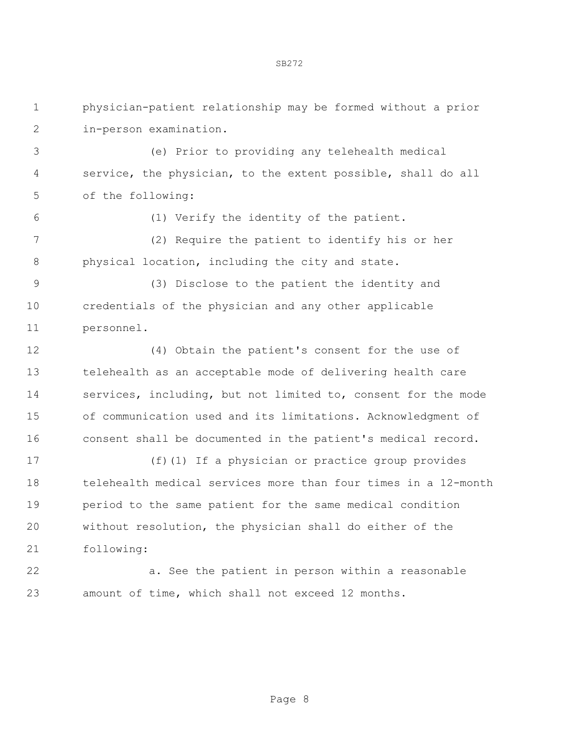physician-patient relationship may be formed without a prior in-person examination.

(e) Prior to providing any telehealth medical service, the physician, to the extent possible, shall do all of the following:

(1) Verify the identity of the patient.

(2) Require the patient to identify his or her physical location, including the city and state.

(3) Disclose to the patient the identity and credentials of the physician and any other applicable personnel.

(4) Obtain the patient's consent for the use of telehealth as an acceptable mode of delivering health care services, including, but not limited to, consent for the mode of communication used and its limitations. Acknowledgment of consent shall be documented in the patient's medical record.

(f)(1) If a physician or practice group provides telehealth medical services more than four times in a 12-month period to the same patient for the same medical condition without resolution, the physician shall do either of the following:

a. See the patient in person within a reasonable amount of time, which shall not exceed 12 months.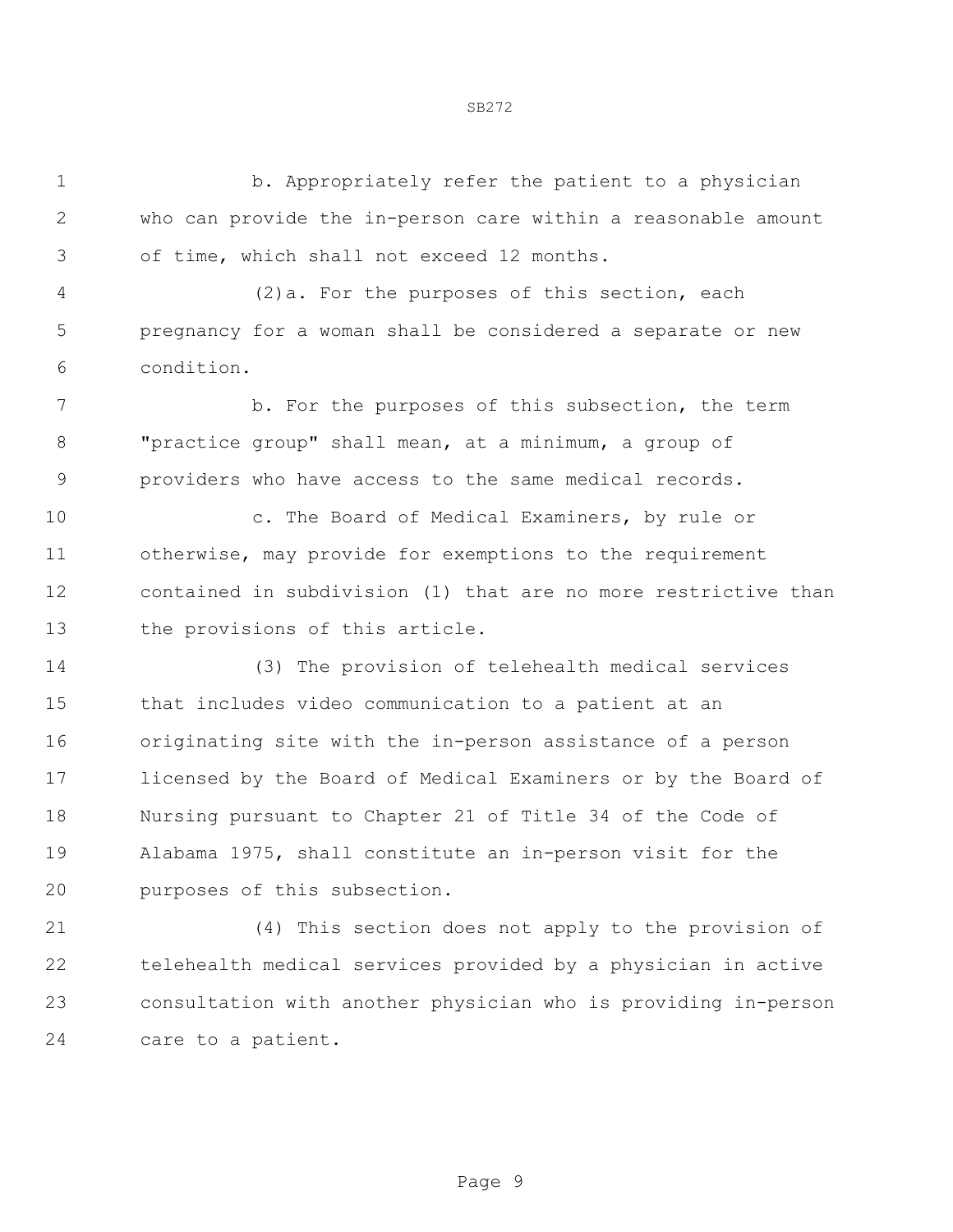b. Appropriately refer the patient to a physician who can provide the in-person care within a reasonable amount of time, which shall not exceed 12 months.

(2)a. For the purposes of this section, each pregnancy for a woman shall be considered a separate or new condition.

b. For the purposes of this subsection, the term "practice group" shall mean, at a minimum, a group of providers who have access to the same medical records.

c. The Board of Medical Examiners, by rule or otherwise, may provide for exemptions to the requirement contained in subdivision (1) that are no more restrictive than the provisions of this article.

(3) The provision of telehealth medical services that includes video communication to a patient at an originating site with the in-person assistance of a person licensed by the Board of Medical Examiners or by the Board of Nursing pursuant to Chapter 21 of Title 34 of the Code of Alabama 1975, shall constitute an in-person visit for the purposes of this subsection.

(4) This section does not apply to the provision of telehealth medical services provided by a physician in active consultation with another physician who is providing in-person care to a patient.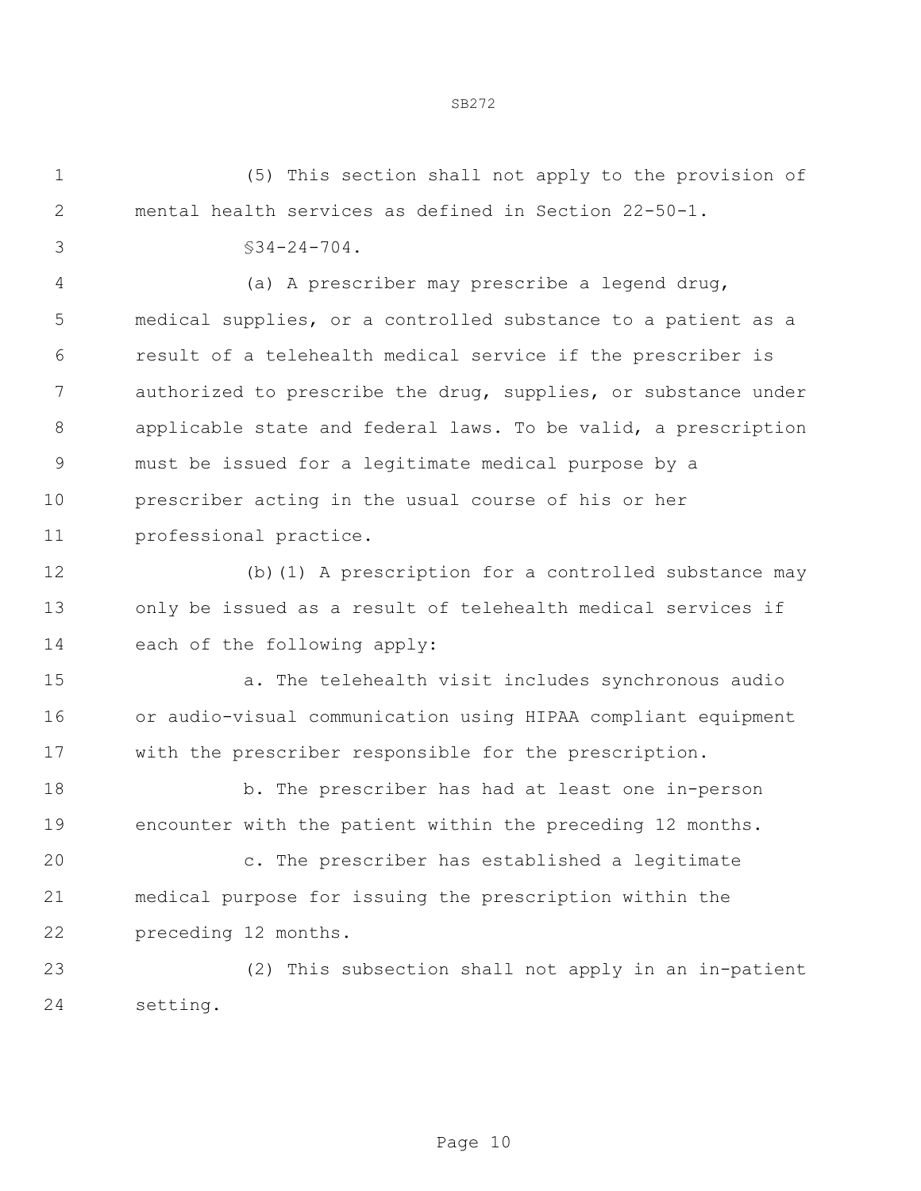(5) This section shall not apply to the provision of mental health services as defined in Section 22-50-1.

§34-24-704.

(a) A prescriber may prescribe a legend drug, medical supplies, or a controlled substance to a patient as a result of a telehealth medical service if the prescriber is authorized to prescribe the drug, supplies, or substance under applicable state and federal laws. To be valid, a prescription must be issued for a legitimate medical purpose by a prescriber acting in the usual course of his or her professional practice.

(b)(1) A prescription for a controlled substance may only be issued as a result of telehealth medical services if each of the following apply:

a. The telehealth visit includes synchronous audio or audio-visual communication using HIPAA compliant equipment with the prescriber responsible for the prescription.

b. The prescriber has had at least one in-person encounter with the patient within the preceding 12 months.

c. The prescriber has established a legitimate medical purpose for issuing the prescription within the preceding 12 months.

(2) This subsection shall not apply in an in-patient setting.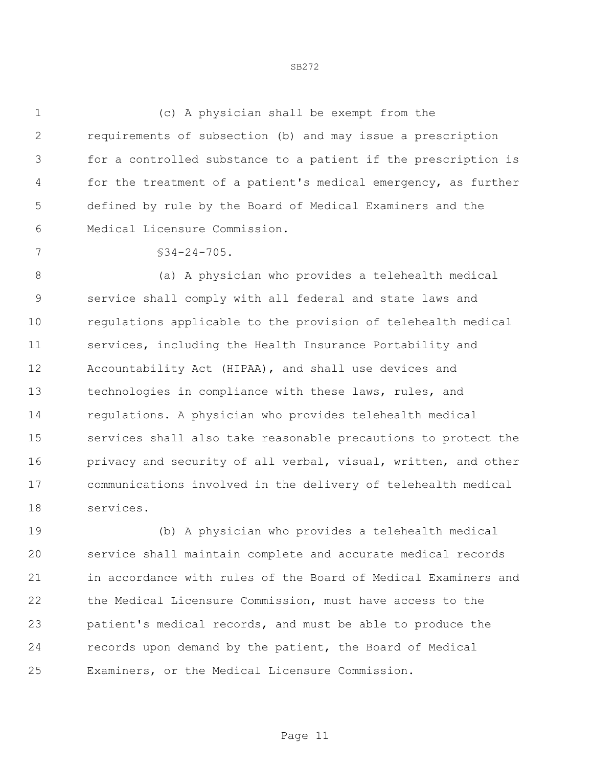(c) A physician shall be exempt from the requirements of subsection (b) and may issue a prescription for a controlled substance to a patient if the prescription is for the treatment of a patient's medical emergency, as further defined by rule by the Board of Medical Examiners and the Medical Licensure Commission.

§34-24-705.

(a) A physician who provides a telehealth medical service shall comply with all federal and state laws and regulations applicable to the provision of telehealth medical services, including the Health Insurance Portability and Accountability Act (HIPAA), and shall use devices and technologies in compliance with these laws, rules, and regulations. A physician who provides telehealth medical services shall also take reasonable precautions to protect the privacy and security of all verbal, visual, written, and other communications involved in the delivery of telehealth medical services.

(b) A physician who provides a telehealth medical service shall maintain complete and accurate medical records in accordance with rules of the Board of Medical Examiners and the Medical Licensure Commission, must have access to the patient's medical records, and must be able to produce the records upon demand by the patient, the Board of Medical Examiners, or the Medical Licensure Commission.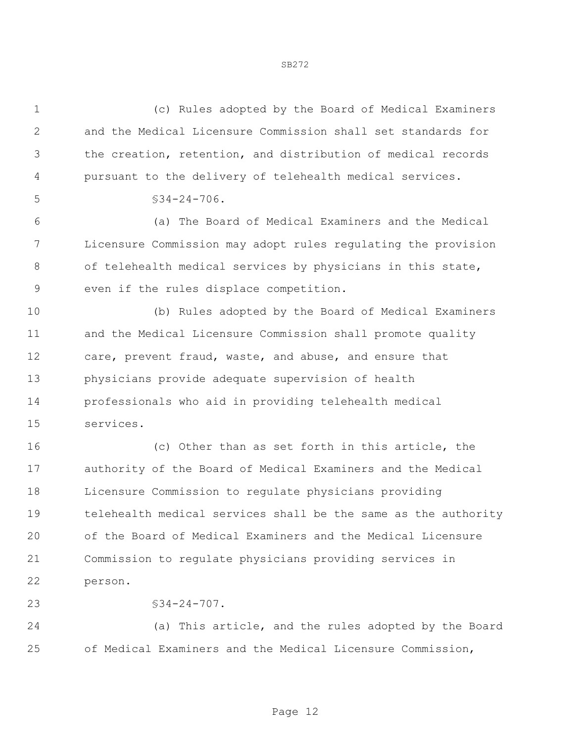(c) Rules adopted by the Board of Medical Examiners and the Medical Licensure Commission shall set standards for the creation, retention, and distribution of medical records pursuant to the delivery of telehealth medical services.

§34-24-706.

(a) The Board of Medical Examiners and the Medical Licensure Commission may adopt rules regulating the provision of telehealth medical services by physicians in this state, even if the rules displace competition.

(b) Rules adopted by the Board of Medical Examiners and the Medical Licensure Commission shall promote quality care, prevent fraud, waste, and abuse, and ensure that physicians provide adequate supervision of health professionals who aid in providing telehealth medical services.

(c) Other than as set forth in this article, the authority of the Board of Medical Examiners and the Medical Licensure Commission to regulate physicians providing telehealth medical services shall be the same as the authority of the Board of Medical Examiners and the Medical Licensure Commission to regulate physicians providing services in person.

§34-24-707.

(a) This article, and the rules adopted by the Board of Medical Examiners and the Medical Licensure Commission,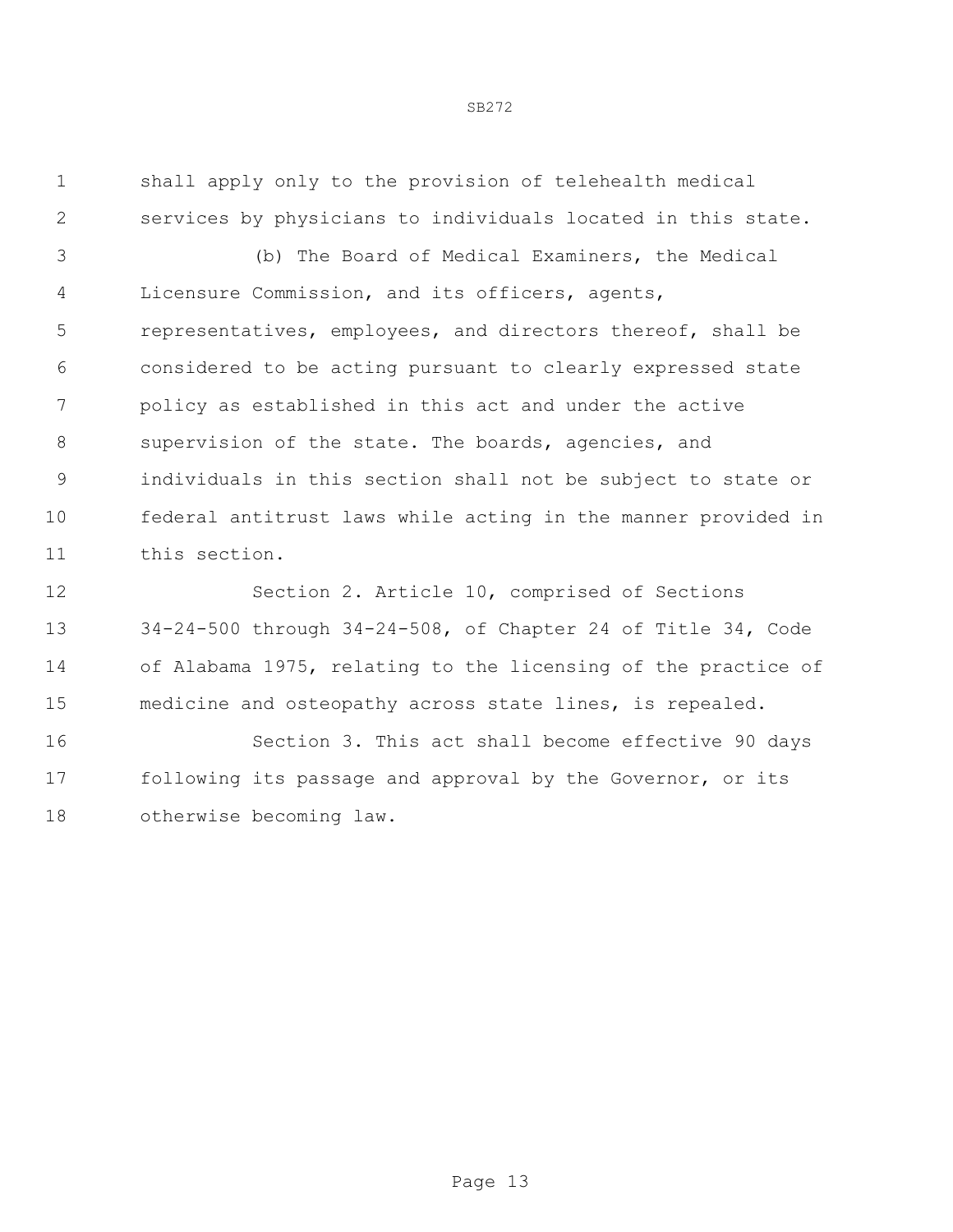shall apply only to the provision of telehealth medical services by physicians to individuals located in this state.

(b) The Board of Medical Examiners, the Medical Licensure Commission, and its officers, agents, representatives, employees, and directors thereof, shall be considered to be acting pursuant to clearly expressed state policy as established in this act and under the active supervision of the state. The boards, agencies, and individuals in this section shall not be subject to state or federal antitrust laws while acting in the manner provided in this section.

Section 2. Article 10, comprised of Sections 34-24-500 through 34-24-508, of Chapter 24 of Title 34, Code of Alabama 1975, relating to the licensing of the practice of medicine and osteopathy across state lines, is repealed.

Section 3. This act shall become effective 90 days following its passage and approval by the Governor, or its otherwise becoming law.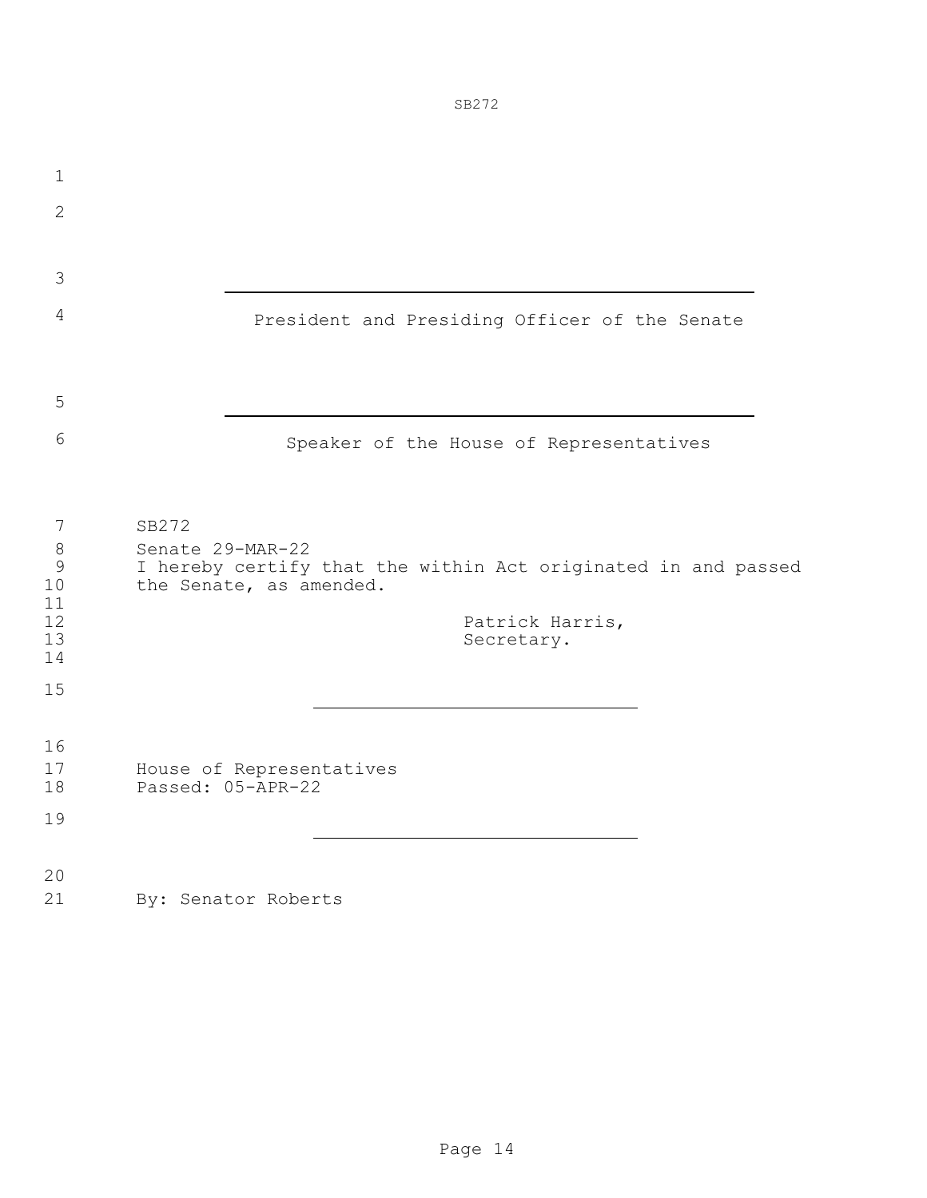\_\_\_\_\_\_\_\_\_\_\_\_\_\_\_\_\_\_\_\_\_\_\_\_\_\_\_\_\_\_\_\_\_\_\_\_\_\_\_\_

President and Presiding Officer of the Senate

\_\_\_\_\_\_\_\_\_\_\_\_\_\_\_\_\_\_\_\_\_\_\_\_\_\_\_\_\_\_\_\_\_\_\_\_\_\_\_\_

Speaker of the House of Representatives

SB272

Senate 29-MAR-22

I hereby certify that the within Act originated in and passed the Senate, as amended.

Patrick Harris,
Secretary.

\_\_\_\_\_\_\_\_\_\_\_\_\_\_\_\_\_\_\_\_\_\_\_\_\_\_\_\_\_\_

House of Representatives

Passed: 05-APR-22

\_\_\_\_\_\_\_\_\_\_\_\_\_\_\_\_\_\_\_\_\_\_\_\_\_\_\_\_\_\_

By: Senator Roberts